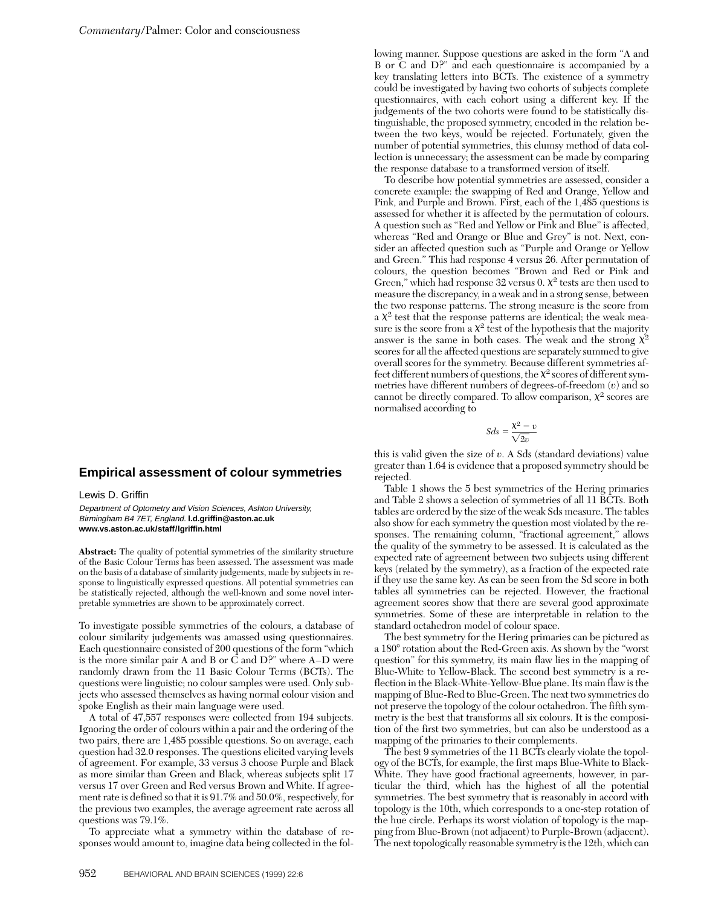## Empirical assessment of colour symmetries

Lewis D. Griffin

*Department of Optometry and Vision Sciences, Ashton University, Birmingham B4 7ET, England.* **l.d.griffin@aston.ac.uk**
**www.vs.aston.ac.uk/staff/lgriffin.html**

**Abstract:** The quality of potential symmetries of the similarity structure of the Basic Colour Terms has been assessed. The assessment was made on the basis of a database of similarity judgements, made by subjects in response to linguistically expressed questions. All potential symmetries can be statistically rejected, although the well-known and some novel interpretable symmetries are shown to be approximately correct.

To investigate possible symmetries of the colours, a database of colour similarity judgements was amassed using questionnaires. Each questionnaire consisted of 200 questions of the form "which is the more similar pair A and B or C and D?" where A–D were randomly drawn from the 11 Basic Colour Terms (BCTs). The questions were linguistic; no colour samples were used. Only subjects who assessed themselves as having normal colour vision and spoke English as their main language were used.

A total of 47,557 responses were collected from 194 subjects. Ignoring the order of colours within a pair and the ordering of the two pairs, there are 1,485 possible questions. So on average, each question had 32.0 responses. The questions elicited varying levels of agreement. For example, 33 versus 3 choose Purple and Black as more similar than Green and Black, whereas subjects split 17 versus 17 over Green and Red versus Brown and White. If agreement rate is defined so that it is 91.7% and 50.0%, respectively, for the previous two examples, the average agreement rate across all questions was 79.1%.

To appreciate what a symmetry within the database of responses would amount to, imagine data being collected in the following manner. Suppose questions are asked in the form "A and B or C and D?" and each questionnaire is accompanied by a key translating letters into BCTs. The existence of a symmetry could be investigated by having two cohorts of subjects complete questionnaires, with each cohort using a different key. If the judgements of the two cohorts were found to be statistically distinguishable, the proposed symmetry, encoded in the relation between the two keys, would be rejected. Fortunately, given the number of potential symmetries, this clumsy method of data collection is unnecessary; the assessment can be made by comparing the response database to a transformed version of itself.

To describe how potential symmetries are assessed, consider a concrete example: the swapping of Red and Orange, Yellow and Pink, and Purple and Brown. First, each of the 1,485 questions is assessed for whether it is affected by the permutation of colours. A question such as "Red and Yellow or Pink and Blue" is affected, whereas "Red and Orange or Blue and Grey" is not. Next, consider an affected question such as "Purple and Orange or Yellow and Green." This had response 4 versus 26. After permutation of colours, the question becomes "Brown and Red or Pink and Green," which had response 32 versus 0. $\chi^2$ tests are then used to measure the discrepancy, in a weak and in a strong sense, between the two response patterns. The strong measure is the score from a $\chi^2$ test that the response patterns are identical; the weak measure is the score from a $\chi^2$ test of the hypothesis that the majority answer is the same in both cases. The weak and the strong $\chi^2$ scores for all the affected questions are separately summed to give overall scores for the symmetry. Because different symmetries affect different numbers of questions, the $\chi^2$ scores of different symmetries have different numbers of degrees-of-freedom ($v$) and so cannot be directly compared. To allow comparison, $\chi^2$ scores are normalised according to

$$Sds = \frac{\chi^2 - v}{\sqrt{2v}}$$

this is valid given the size of $v$. A Sds (standard deviations) value greater than 1.64 is evidence that a proposed symmetry should be rejected.

Table 1 shows the 5 best symmetries of the Hering primaries and Table 2 shows a selection of symmetries of all 11 BCTs. Both tables are ordered by the size of the weak Sds measure. The tables also show for each symmetry the question most violated by the responses. The remaining column, "fractional agreement," allows the quality of the symmetry to be assessed. It is calculated as the expected rate of agreement between two subjects using different keys (related by the symmetry), as a fraction of the expected rate if they use the same key. As can be seen from the Sd score in both tables all symmetries can be rejected. However, the fractional agreement scores show that there are several good approximate symmetries. Some of these are interpretable in relation to the standard octahedron model of colour space.

The best symmetry for the Hering primaries can be pictured as a 180° rotation about the Red-Green axis. As shown by the "worst question" for this symmetry, its main flaw lies in the mapping of Blue-White to Yellow-Black. The second best symmetry is a reflection in the Black-White-Yellow-Blue plane. Its main flaw is the mapping of Blue-Red to Blue-Green. The next two symmetries do not preserve the topology of the colour octahedron. The fifth symmetry is the best that transforms all six colours. It is the composition of the first two symmetries, but can also be understood as a mapping of the primaries to their complements.

The best 9 symmetries of the 11 BCTs clearly violate the topology of the BCTs, for example, the first maps Blue-White to Black-White. They have good fractional agreements, however, in particular the third, which has the highest of all the potential symmetries. The best symmetry that is reasonably in accord with topology is the 10th, which corresponds to a one-step rotation of the hue circle. Perhaps its worst violation of topology is the mapping from Blue-Brown (not adjacent) to Purple-Brown (adjacent). The next topologically reasonable symmetry is the 12th, which can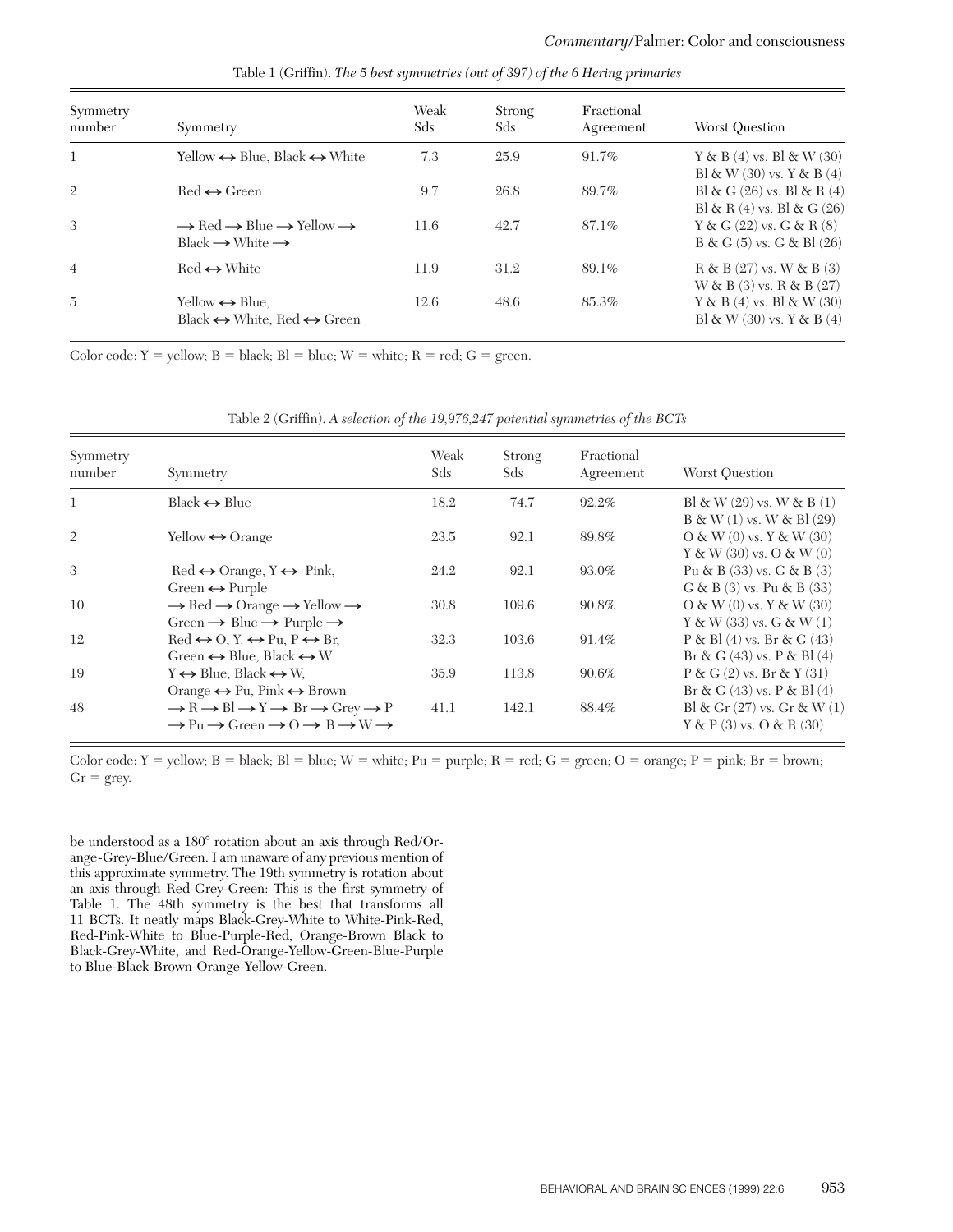Table 1 (Griffin). *The 5 best symmetries (out of 397) of the 6 Hering primaries*

| Symmetry number | Symmetry | Weak Sds | Strong Sds | Fractional Agreement | Worst Question |
|---|---|---|---|---|---|
| 1 | Yellow ↔ Blue, Black ↔ White | 7.3 | 25.9 | 91.7% | Y & B (4) vs. Bl & W (30)<br>Bl & W (30) vs. Y & B (4) |
| 2 | Red ↔ Green | 9.7 | 26.8 | 89.7% | Bl & G (26) vs. Bl & R (4)<br>Bl & R (4) vs. Bl & G (26) |
| 3 | → Red → Blue → Yellow →<br>Black → White → | 11.6 | 42.7 | 87.1% | Y & G (22) vs. G & R (8)<br>B & G (5) vs. G & Bl (26) |
| 4 | Red ↔ White | 11.9 | 31.2 | 89.1% | R & B (27) vs. W & B (3)<br>W & B (3) vs. R & B (27) |
| 5 | Yellow ↔ Blue,<br>Black ↔ White, Red ↔ Green | 12.6 | 48.6 | 85.3% | Y & B (4) vs. Bl & W (30)<br>Bl & W (30) vs. Y & B (4) |

Color code: Y = yellow; B = black; Bl = blue; W = white; R = red; G = green.

Table 2 (Griffin). *A selection of the 19,976,247 potential symmetries of the BCTs*

| Symmetry number | Symmetry | Weak Sds | Strong Sds | Fractional Agreement | Worst Question |
|---|---|---|---|---|---|
| 1 | Black ↔ Blue | 18.2 | 74.7 | 92.2% | Bl & W (29) vs. W & B (1)<br>B & W (1) vs. W & Bl (29) |
| 2 | Yellow ↔ Orange | 23.5 | 92.1 | 89.8% | O & W (0) vs. Y & W (30)<br>Y & W (30) vs. O & W (0) |
| 3 | Red ↔ Orange, Y ↔ Pink,<br>Green ↔ Purple | 24.2 | 92.1 | 93.0% | Pu & B (33) vs. G & B (3)<br>G & B (3) vs. Pu & B (33) |
| 10 | → Red → Orange → Yellow →<br>Green → Blue → Purple → | 30.8 | 109.6 | 90.8% | O & W (0) vs. Y & W (30)<br>Y & W (33) vs. G & W (1) |
| 12 | Red ↔ O, Y. ↔ Pu, P ↔ Br,<br>Green ↔ Blue, Black ↔ W | 32.3 | 103.6 | 91.4% | P & Bl (4) vs. Br & G (43)<br>Br & G (43) vs. P & Bl (4) |
| 19 | Y ↔ Blue, Black ↔ W,<br>Orange ↔ Pu, Pink ↔ Brown | 35.9 | 113.8 | 90.6% | P & G (2) vs. Br & Y (31)<br>Br & G (43) vs. P & Bl (4) |
| 48 | → R → Bl → Y → Br → Grey → P<br>→ Pu → Green → O → B → W → | 41.1 | 142.1 | 88.4% | Bl & Gr (27) vs. Gr & W (1)<br>Y & P (3) vs. O & R (30) |

Color code: Y = yellow; B = black; Bl = blue; W = white; Pu = purple; R = red; G = green; O = orange; P = pink; Br = brown; Gr = grey.

be understood as a 180° rotation about an axis through Red/Orange-Grey-Blue/Green. I am unaware of any previous mention of this approximate symmetry. The 19th symmetry is rotation about an axis through Red-Grey-Green: This is the first symmetry of Table 1. The 48th symmetry is the best that transforms all 11 BCTs. It neatly maps Black-Grey-White to White-Pink-Red, Red-Pink-White to Blue-Purple-Red, Orange-Brown Black to Black-Grey-White, and Red-Orange-Yellow-Green-Blue-Purple to Blue-Black-Brown-Orange-Yellow-Green.